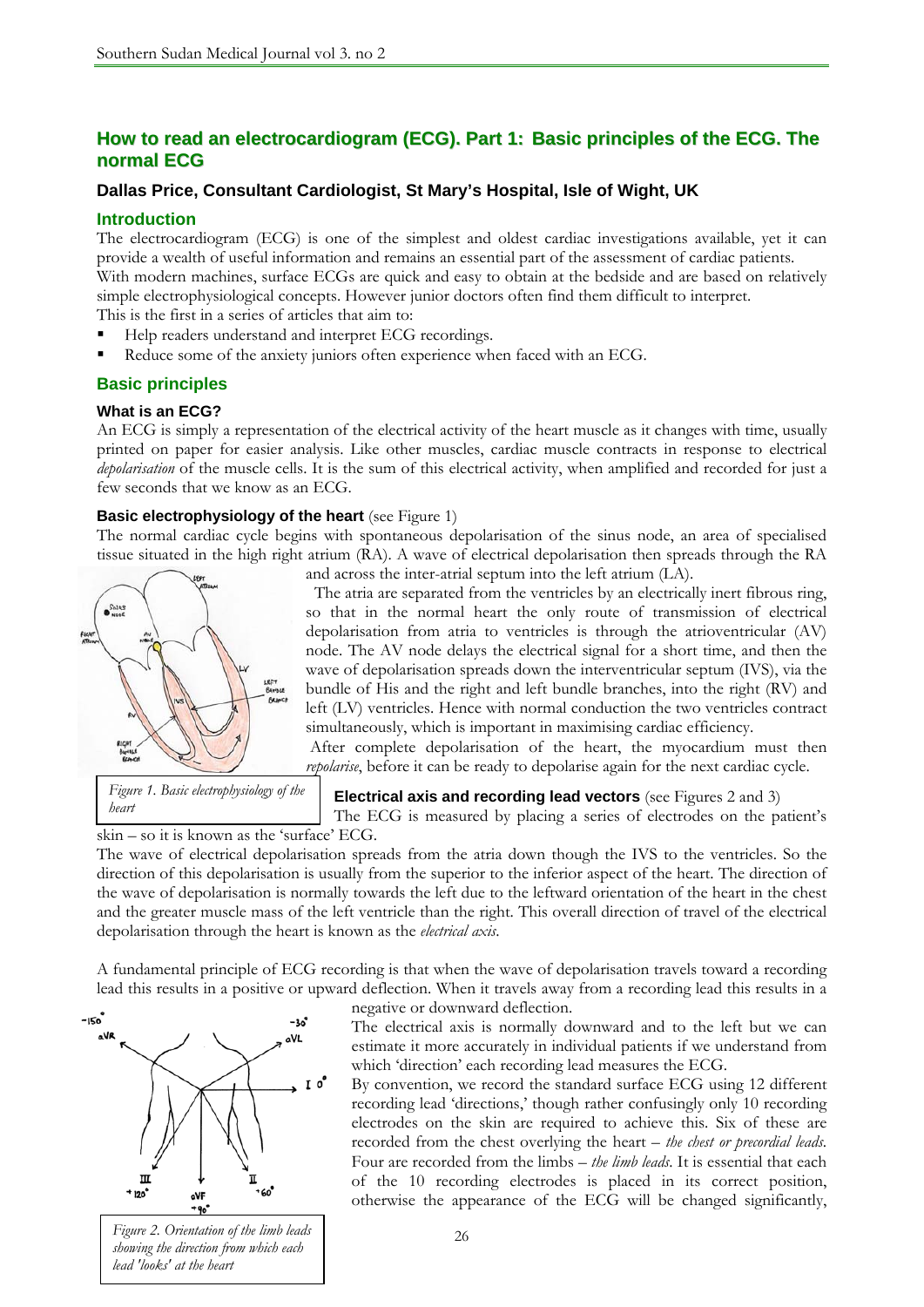# How to read an electrocardiogram (ECG). Part 1: Basic principles of the ECG. The normal ECG

### Dallas Price, Consultant Cardiologist, St Mary's Hospital, Isle of Wight, UK

## Introduction

The electrocardiogram (ECG) is one of the simplest and oldest cardiac investigations available, yet it can provide a wealth of useful information and remains an essential part of the assessment of cardiac patients. With modern machines, surface ECGs are quick and easy to obtain at the bedside and are based on relatively simple electrophysiological concepts. However junior doctors often find them difficult to interpret.

This is the first in a series of articles that aim to:

- Help readers understand and interpret ECG recordings.
- Reduce some of the anxiety juniors often experience when faced with an ECG.

## Basic principles

### What is an ECG?

An ECG is simply a representation of the electrical activity of the heart muscle as it changes with time, usually printed on paper for easier analysis. Like other muscles, cardiac muscle contracts in response to electrical *depolarisation* of the muscle cells. It is the sum of this electrical activity, when amplified and recorded for just a few seconds that we know as an ECG.

**Basic electrophysiology of the heart** (see Figure 1)

The normal cardiac cycle begins with spontaneous depolarisation of the sinus node, an area of specialised tissue situated in the high right atrium (RA). A wave of electrical depolarisation then spreads through the RA and across the inter-atrial septum into the left atrium (LA).

The atria are separated from the ventricles by an electrically inert fibrous ring, so that in the normal heart the only route of transmission of electrical depolarisation from atria to ventricles is through the atrioventricular (AV) node. The AV node delays the electrical signal for a short time, and then the wave of depolarisation spreads down the interventricular septum (IVS), via the bundle of His and the right and left bundle branches, into the right (RV) and left (LV) ventricles. Hence with normal conduction the two ventricles contract simultaneously, which is important in maximising cardiac efficiency.

After complete depolarisation of the heart, the myocardium must then *repolarise*, before it can be ready to depolarise again for the next cardiac cycle.

*Figure 1. Basic electrophysiology of the heart*

**Electrical axis and recording lead vectors** (see Figures 2 and 3)

The ECG is measured by placing a series of electrodes on the patient's skin – so it is known as the 'surface' ECG.

The wave of electrical depolarisation spreads from the atria down though the IVS to the ventricles. So the direction of this depolarisation is usually from the superior to the inferior aspect of the heart. The direction of the wave of depolarisation is normally towards the left due to the leftward orientation of the heart in the chest and the greater muscle mass of the left ventricle than the right. This overall direction of travel of the electrical depolarisation through the heart is known as the *electrical axis.*

A fundamental principle of ECG recording is that when the wave of depolarisation travels toward a recording lead this results in a positive or upward deflection. When it travels away from a recording lead this results in a negative or downward deflection.

The electrical axis is normally downward and to the left but we can estimate it more accurately in individual patients if we understand from which 'direction' each recording lead measures the ECG.

By convention, we record the standard surface ECG using 12 different recording lead 'directions,' though rather confusingly only 10 recording electrodes on the skin are required to achieve this. Six of these are recorded from the chest overlying the heart – *the chest or precordial leads.* Four are recorded from the limbs – *the limb leads*. It is essential that each of the 10 recording electrodes is placed in its correct position, otherwise the appearance of the ECG will be changed significantly,

*Figure 2. Orientation of the limb leads showing the direction from which each lead 'looks' at the heart*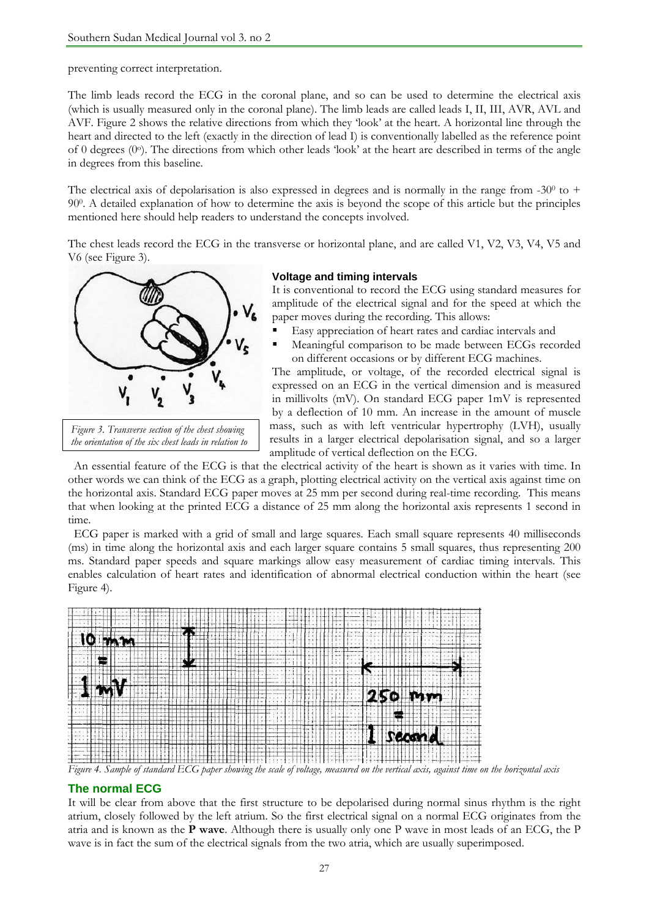preventing correct interpretation.

The limb leads record the ECG in the coronal plane, and so can be used to determine the electrical axis (which is usually measured only in the coronal plane). The limb leads are called leads I, II, III, AVR, AVL and AVF. Figure 2 shows the relative directions from which they 'look' at the heart. A horizontal line through the heart and directed to the left (exactly in the direction of lead I) is conventionally labelled as the reference point of 0 degrees ($0^o$). The directions from which other leads 'look' at the heart are described in terms of the angle in degrees from this baseline.

The electrical axis of depolarisation is also expressed in degrees and is normally in the range from $-30^0$ to $+90^0$. A detailed explanation of how to determine the axis is beyond the scope of this article but the principles mentioned here should help readers to understand the concepts involved.

The chest leads record the ECG in the transverse or horizontal plane, and are called V1, V2, V3, V4, V5 and V6 (see Figure 3).

*Figure 3. Transverse section of the chest showing the orientation of the six chest leads in relation to*

### Voltage and timing intervals

It is conventional to record the ECG using standard measures for amplitude of the electrical signal and for the speed at which the paper moves during the recording. This allows:

- Easy appreciation of heart rates and cardiac intervals and
- Meaningful comparison to be made between ECGs recorded on different occasions or by different ECG machines.

The amplitude, or voltage, of the recorded electrical signal is expressed on an ECG in the vertical dimension and is measured in millivolts (mV). On standard ECG paper 1mV is represented by a deflection of 10 mm. An increase in the amount of muscle mass, such as with left ventricular hypertrophy (LVH), usually results in a larger electrical depolarisation signal, and so a larger amplitude of vertical deflection on the ECG.

An essential feature of the ECG is that the electrical activity of the heart is shown as it varies with time. In other words we can think of the ECG as a graph, plotting electrical activity on the vertical axis against time on the horizontal axis. Standard ECG paper moves at 25 mm per second during real-time recording. This means that when looking at the printed ECG a distance of 25 mm along the horizontal axis represents 1 second in time.

ECG paper is marked with a grid of small and large squares. Each small square represents 40 milliseconds (ms) in time along the horizontal axis and each larger square contains 5 small squares, thus representing 200 ms. Standard paper speeds and square markings allow easy measurement of cardiac timing intervals. This enables calculation of heart rates and identification of abnormal electrical conduction within the heart (see Figure 4).

*Figure 4. Sample of standard ECG paper showing the scale of voltage, measured on the vertical axis, against time on the horizontal axis*

## The normal ECG

It will be clear from above that the first structure to be depolarised during normal sinus rhythm is the right atrium, closely followed by the left atrium. So the first electrical signal on a normal ECG originates from the atria and is known as the **P wave**. Although there is usually only one P wave in most leads of an ECG, the P wave is in fact the sum of the electrical signals from the two atria, which are usually superimposed.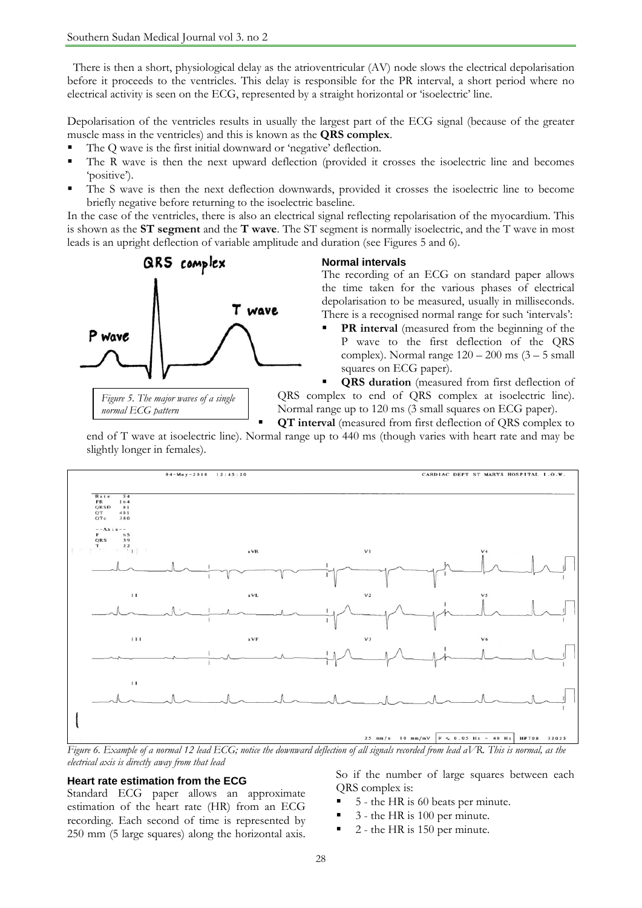There is then a short, physiological delay as the atrioventricular (AV) node slows the electrical depolarisation before it proceeds to the ventricles. This delay is responsible for the PR interval, a short period where no electrical activity is seen on the ECG, represented by a straight horizontal or 'isoelectric' line.

Depolarisation of the ventricles results in usually the largest part of the ECG signal (because of the greater muscle mass in the ventricles) and this is known as the **QRS complex**.

- The Q wave is the first initial downward or 'negative' deflection.
- The R wave is then the next upward deflection (provided it crosses the isoelectric line and becomes 'positive').
- The S wave is then the next deflection downwards, provided it crosses the isoelectric line to become briefly negative before returning to the isoelectric baseline.

In the case of the ventricles, there is also an electrical signal reflecting repolarisation of the myocardium. This is shown as the **ST segment** and the **T wave**. The ST segment is normally isoelectric, and the T wave in most leads is an upright deflection of variable amplitude and duration (see Figures 5 and 6).

*Figure 5. The major waves of a single normal ECG pattern*

### Normal intervals

The recording of an ECG on standard paper allows the time taken for the various phases of electrical depolarisation to be measured, usually in milliseconds. There is a recognised normal range for such 'intervals':

- **PR interval** (measured from the beginning of the P wave to the first deflection of the QRS complex). Normal range 120 – 200 ms (3 – 5 small squares on ECG paper).
- **QRS duration** (measured from first deflection of QRS complex to end of QRS complex at isoelectric line). Normal range up to 120 ms (3 small squares on ECG paper).
- **QT interval** (measured from first deflection of QRS complex to end of T wave at isoelectric line). Normal range up to 440 ms (though varies with heart rate and may be slightly longer in females).

*Figure 6. Example of a normal 12 lead ECG; notice the downward deflection of all signals recorded from lead aVR. This is normal, as the electrical axis is directly away from that lead*

### Heart rate estimation from the ECG

Standard ECG paper allows an approximate estimation of the heart rate (HR) from an ECG recording. Each second of time is represented by 250 mm (5 large squares) along the horizontal axis.

So if the number of large squares between each QRS complex is:

- 5 - the HR is 60 beats per minute.
- 3 - the HR is 100 per minute.
- 2 - the HR is 150 per minute.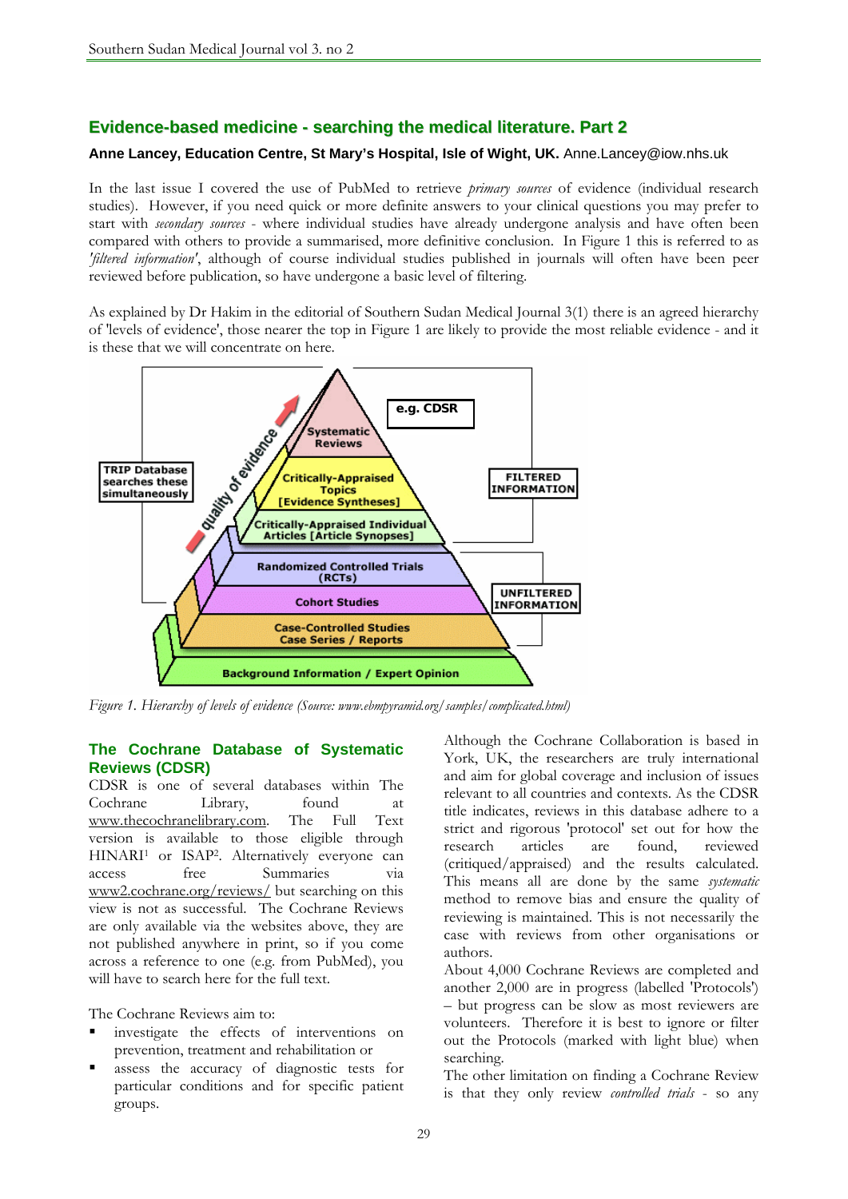## Evidence-based medicine - searching the medical literature. Part 2

**Anne Lancey, Education Centre, St Mary's Hospital, Isle of Wight, UK.** Anne.Lancey@iow.nhs.uk

In the last issue I covered the use of PubMed to retrieve *primary sources* of evidence (individual research studies). However, if you need quick or more definite answers to your clinical questions you may prefer to start with *secondary sources* - where individual studies have already undergone analysis and have often been compared with others to provide a summarised, more definitive conclusion. In Figure 1 this is referred to as *'filtered information'*, although of course individual studies published in journals will often have been peer reviewed before publication, so have undergone a basic level of filtering.

As explained by Dr Hakim in the editorial of Southern Sudan Medical Journal 3(1) there is an agreed hierarchy of 'levels of evidence', those nearer the top in Figure 1 are likely to provide the most reliable evidence - and it is these that we will concentrate on here.

TRIP Database searches these simultaneously

quality of evidence

Systematic Reviews — e.g. CDSR

Critically-Appraised Topics [Evidence Syntheses]

Critically-Appraised Individual Articles [Article Synopses]

FILTERED INFORMATION

Randomized Controlled Trials (RCTs)

Cohort Studies

Case-Controlled Studies Case Series / Reports

UNFILTERED INFORMATION

Background Information / Expert Opinion

*Figure 1. Hierarchy of levels of evidence (Source: www.ebmpyramid.org/samples/complicated.html)*

### The Cochrane Database of Systematic Reviews (CDSR)

CDSR is one of several databases within The Cochrane Library, found at www.thecochranelibrary.com. The Full Text version is available to those eligible through HINARI[1] or ISAP[2]. Alternatively everyone can access free Summaries via www2.cochrane.org/reviews/ but searching on this view is not as successful. The Cochrane Reviews are only available via the websites above, they are not published anywhere in print, so if you come across a reference to one (e.g. from PubMed), you will have to search here for the full text.

The Cochrane Reviews aim to:

- investigate the effects of interventions on prevention, treatment and rehabilitation or
- assess the accuracy of diagnostic tests for particular conditions and for specific patient groups.

Although the Cochrane Collaboration is based in York, UK, the researchers are truly international and aim for global coverage and inclusion of issues relevant to all countries and contexts. As the CDSR title indicates, reviews in this database adhere to a strict and rigorous 'protocol' set out for how the research articles are found, reviewed (critiqued/appraised) and the results calculated. This means all are done by the same *systematic* method to remove bias and ensure the quality of reviewing is maintained. This is not necessarily the case with reviews from other organisations or authors.

About 4,000 Cochrane Reviews are completed and another 2,000 are in progress (labelled 'Protocols') – but progress can be slow as most reviewers are volunteers. Therefore it is best to ignore or filter out the Protocols (marked with light blue) when searching.

The other limitation on finding a Cochrane Review is that they only review *controlled trials* - so any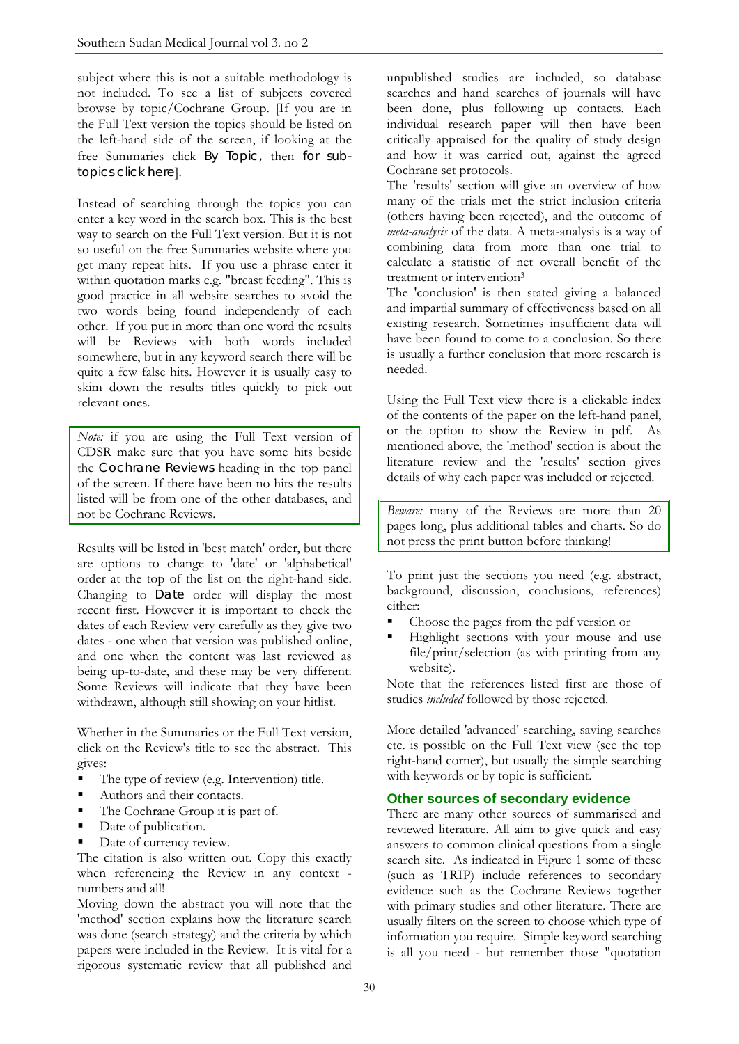subject where this is not a suitable methodology is not included. To see a list of subjects covered browse by topic/Cochrane Group. [If you are in the Full Text version the topics should be listed on the left-hand side of the screen, if looking at the free Summaries click By Topic, then for sub-topics click here].

Instead of searching through the topics you can enter a key word in the search box. This is the best way to search on the Full Text version. But it is not so useful on the free Summaries website where you get many repeat hits. If you use a phrase enter it within quotation marks e.g. "breast feeding". This is good practice in all website searches to avoid the two words being found independently of each other. If you put in more than one word the results will be Reviews with both words included somewhere, but in any keyword search there will be quite a few false hits. However it is usually easy to skim down the results titles quickly to pick out relevant ones.

> *Note:* if you are using the Full Text version of CDSR make sure that you have some hits beside the Cochrane Reviews heading in the top panel of the screen. If there have been no hits the results listed will be from one of the other databases, and not be Cochrane Reviews.

Results will be listed in 'best match' order, but there are options to change to 'date' or 'alphabetical' order at the top of the list on the right-hand side. Changing to Date order will display the most recent first. However it is important to check the dates of each Review very carefully as they give two dates - one when that version was published online, and one when the content was last reviewed as being up-to-date, and these may be very different. Some Reviews will indicate that they have been withdrawn, although still showing on your hitlist.

Whether in the Summaries or the Full Text version, click on the Review's title to see the abstract. This gives:

- The type of review (e.g. Intervention) title.
- Authors and their contacts.
- The Cochrane Group it is part of.
- Date of publication.
- Date of currency review.

The citation is also written out. Copy this exactly when referencing the Review in any context - numbers and all!

Moving down the abstract you will note that the 'method' section explains how the literature search was done (search strategy) and the criteria by which papers were included in the Review. It is vital for a rigorous systematic review that all published and unpublished studies are included, so database searches and hand searches of journals will have been done, plus following up contacts. Each individual research paper will then have been critically appraised for the quality of study design and how it was carried out, against the agreed Cochrane set protocols.

The 'results' section will give an overview of how many of the trials met the strict inclusion criteria (others having been rejected), and the outcome of *meta-analysis* of the data. A meta-analysis is a way of combining data from more than one trial to calculate a statistic of net overall benefit of the treatment or intervention[3]

The 'conclusion' is then stated giving a balanced and impartial summary of effectiveness based on all existing research. Sometimes insufficient data will have been found to come to a conclusion. So there is usually a further conclusion that more research is needed.

Using the Full Text view there is a clickable index of the contents of the paper on the left-hand panel, or the option to show the Review in pdf. As mentioned above, the 'method' section is about the literature review and the 'results' section gives details of why each paper was included or rejected.

> *Beware:* many of the Reviews are more than 20 pages long, plus additional tables and charts. So do not press the print button before thinking!

To print just the sections you need (e.g. abstract, background, discussion, conclusions, references) either:

- Choose the pages from the pdf version or
- Highlight sections with your mouse and use file/print/selection (as with printing from any website).

Note that the references listed first are those of studies *included* followed by those rejected.

More detailed 'advanced' searching, saving searches etc. is possible on the Full Text view (see the top right-hand corner), but usually the simple searching with keywords or by topic is sufficient.

### Other sources of secondary evidence

There are many other sources of summarised and reviewed literature. All aim to give quick and easy answers to common clinical questions from a single search site. As indicated in Figure 1 some of these (such as TRIP) include references to secondary evidence such as the Cochrane Reviews together with primary studies and other literature. There are usually filters on the screen to choose which type of information you require. Simple keyword searching is all you need - but remember those "quotation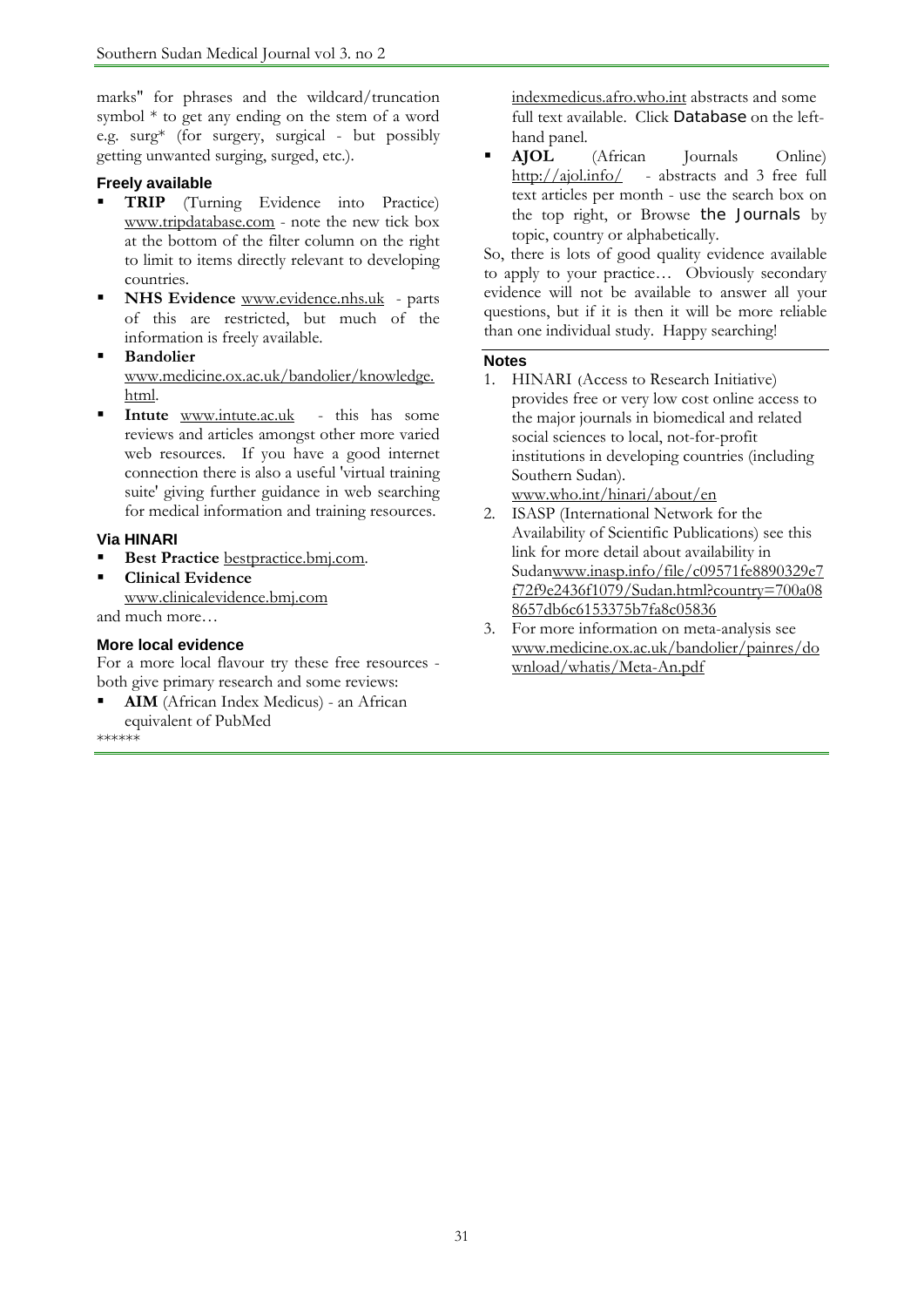marks" for phrases and the wildcard/truncation symbol * to get any ending on the stem of a word e.g. surg* (for surgery, surgical - but possibly getting unwanted surging, surged, etc.).

### Freely available

- **TRIP** (Turning Evidence into Practice) www.tripdatabase.com - note the new tick box at the bottom of the filter column on the right to limit to items directly relevant to developing countries.
- **NHS Evidence** www.evidence.nhs.uk - parts of this are restricted, but much of the information is freely available.
- **Bandolier** www.medicine.ox.ac.uk/bandolier/knowledge.html.
- **Intute** www.intute.ac.uk - this has some reviews and articles amongst other more varied web resources. If you have a good internet connection there is also a useful 'virtual training suite' giving further guidance in web searching for medical information and training resources.

### Via HINARI

- **Best Practice** bestpractice.bmj.com.
- **Clinical Evidence** www.clinicalevidence.bmj.com

and much more…

### More local evidence

For a more local flavour try these free resources - both give primary research and some reviews:

- **AIM** (African Index Medicus) - an African equivalent of PubMed indexmedicus.afro.who.int abstracts and some full text available. Click Database on the left-hand panel.
- **AJOL** (African Journals Online) http://ajol.info/ - abstracts and 3 free full text articles per month - use the search box on the top right, or Browse the Journals by topic, country or alphabetically.

So, there is lots of good quality evidence available to apply to your practice… Obviously secondary evidence will not be available to answer all your questions, but if it is then it will be more reliable than one individual study. Happy searching!

### Notes

1. HINARI (Access to Research Initiative) provides free or very low cost online access to the major journals in biomedical and related social sciences to local, not-for-profit institutions in developing countries (including Southern Sudan). www.who.int/hinari/about/en
2. ISASP (International Network for the Availability of Scientific Publications) see this link for more detail about availability in Sudanwww.inasp.info/file/c09571fe8890329e7f72f9e2436f1079/Sudan.html?country=700a088657db6c6153375b7fa8c05836
3. For more information on meta-analysis see www.medicine.ox.ac.uk/bandolier/painres/download/whatis/Meta-An.pdf

******